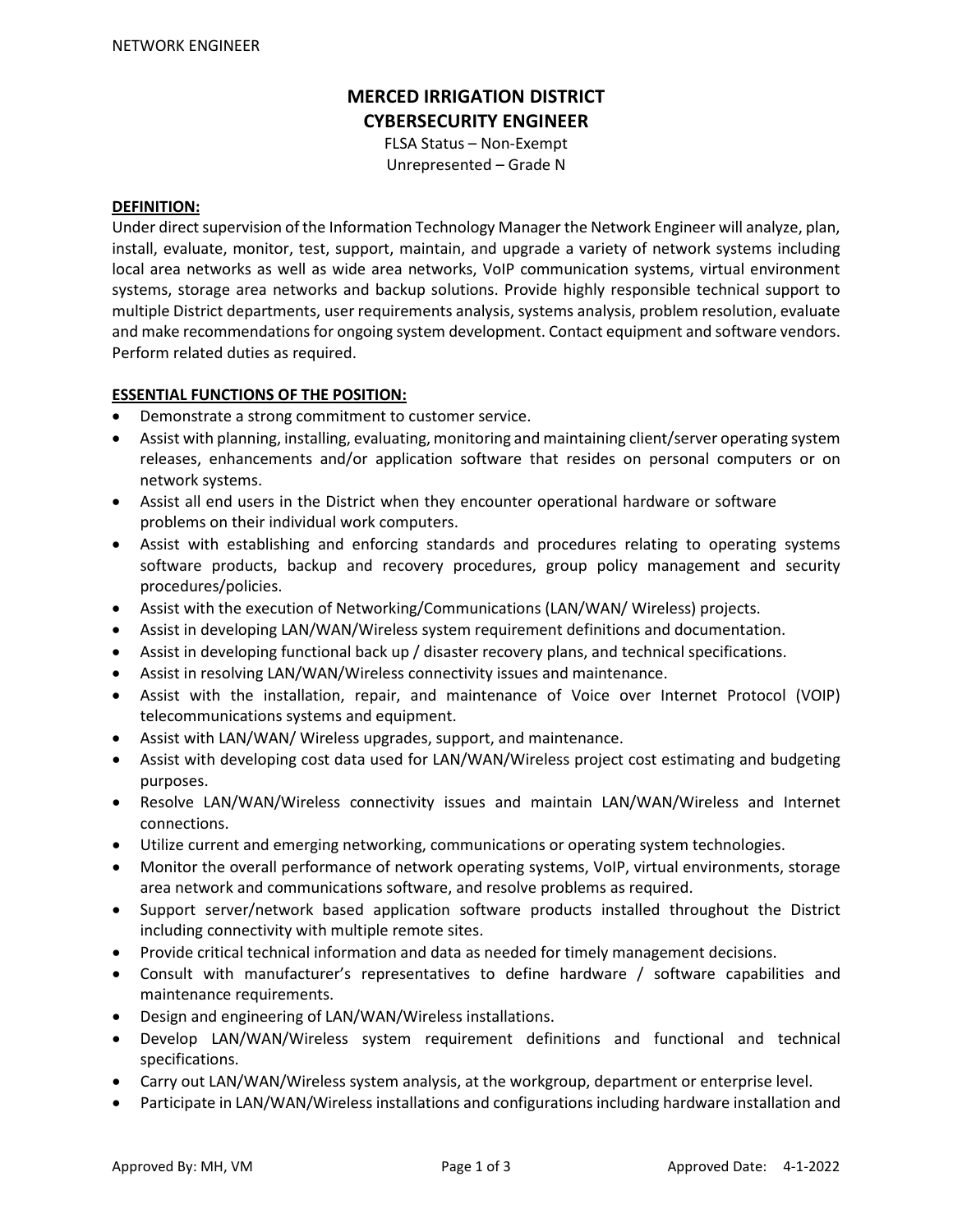# MERCED IRRIGATION DISTRICT
# CYBERSECURITY ENGINEER

FLSA Status – Non-Exempt
Unrepresented – Grade N

## DEFINITION:

Under direct supervision of the Information Technology Manager the Network Engineer will analyze, plan, install, evaluate, monitor, test, support, maintain, and upgrade a variety of network systems including local area networks as well as wide area networks, VoIP communication systems, virtual environment systems, storage area networks and backup solutions. Provide highly responsible technical support to multiple District departments, user requirements analysis, systems analysis, problem resolution, evaluate and make recommendations for ongoing system development. Contact equipment and software vendors. Perform related duties as required.

## ESSENTIAL FUNCTIONS OF THE POSITION:

- Demonstrate a strong commitment to customer service.
- Assist with planning, installing, evaluating, monitoring and maintaining client/server operating system releases, enhancements and/or application software that resides on personal computers or on network systems.
- Assist all end users in the District when they encounter operational hardware or software problems on their individual work computers.
- Assist with establishing and enforcing standards and procedures relating to operating systems software products, backup and recovery procedures, group policy management and security procedures/policies.
- Assist with the execution of Networking/Communications (LAN/WAN/ Wireless) projects.
- Assist in developing LAN/WAN/Wireless system requirement definitions and documentation.
- Assist in developing functional back up / disaster recovery plans, and technical specifications.
- Assist in resolving LAN/WAN/Wireless connectivity issues and maintenance.
- Assist with the installation, repair, and maintenance of Voice over Internet Protocol (VOIP) telecommunications systems and equipment.
- Assist with LAN/WAN/ Wireless upgrades, support, and maintenance.
- Assist with developing cost data used for LAN/WAN/Wireless project cost estimating and budgeting purposes.
- Resolve LAN/WAN/Wireless connectivity issues and maintain LAN/WAN/Wireless and Internet connections.
- Utilize current and emerging networking, communications or operating system technologies.
- Monitor the overall performance of network operating systems, VoIP, virtual environments, storage area network and communications software, and resolve problems as required.
- Support server/network based application software products installed throughout the District including connectivity with multiple remote sites.
- Provide critical technical information and data as needed for timely management decisions.
- Consult with manufacturer's representatives to define hardware / software capabilities and maintenance requirements.
- Design and engineering of LAN/WAN/Wireless installations.
- Develop LAN/WAN/Wireless system requirement definitions and functional and technical specifications.
- Carry out LAN/WAN/Wireless system analysis, at the workgroup, department or enterprise level.
- Participate in LAN/WAN/Wireless installations and configurations including hardware installation and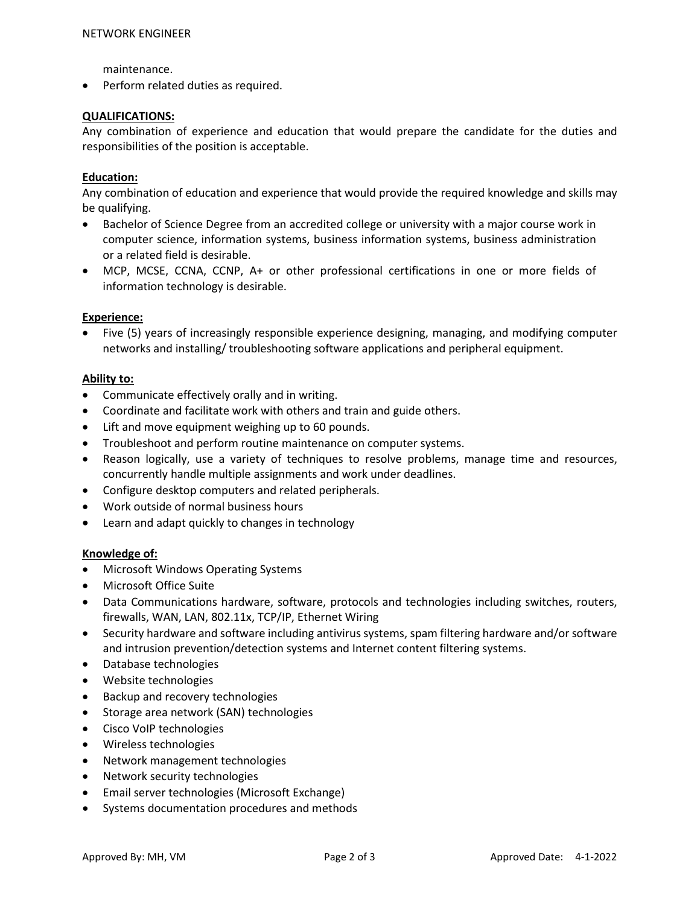maintenance.

- Perform related duties as required.

## QUALIFICATIONS:

Any combination of experience and education that would prepare the candidate for the duties and responsibilities of the position is acceptable.

### Education:

Any combination of education and experience that would provide the required knowledge and skills may be qualifying.

- Bachelor of Science Degree from an accredited college or university with a major course work in computer science, information systems, business information systems, business administration or a related field is desirable.
- MCP, MCSE, CCNA, CCNP, A+ or other professional certifications in one or more fields of information technology is desirable.

### Experience:

- Five (5) years of increasingly responsible experience designing, managing, and modifying computer networks and installing/ troubleshooting software applications and peripheral equipment.

### Ability to:

- Communicate effectively orally and in writing.
- Coordinate and facilitate work with others and train and guide others.
- Lift and move equipment weighing up to 60 pounds.
- Troubleshoot and perform routine maintenance on computer systems.
- Reason logically, use a variety of techniques to resolve problems, manage time and resources, concurrently handle multiple assignments and work under deadlines.
- Configure desktop computers and related peripherals.
- Work outside of normal business hours
- Learn and adapt quickly to changes in technology

### Knowledge of:

- Microsoft Windows Operating Systems
- Microsoft Office Suite
- Data Communications hardware, software, protocols and technologies including switches, routers, firewalls, WAN, LAN, 802.11x, TCP/IP, Ethernet Wiring
- Security hardware and software including antivirus systems, spam filtering hardware and/or software and intrusion prevention/detection systems and Internet content filtering systems.
- Database technologies
- Website technologies
- Backup and recovery technologies
- Storage area network (SAN) technologies
- Cisco VoIP technologies
- Wireless technologies
- Network management technologies
- Network security technologies
- Email server technologies (Microsoft Exchange)
- Systems documentation procedures and methods

Approved By: MH, VM Approved Date: 4-1-2022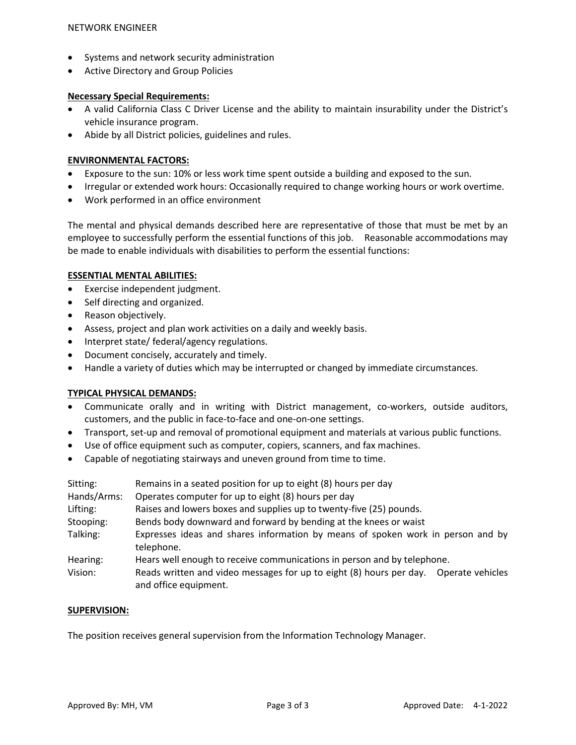- Systems and network security administration
- Active Directory and Group Policies

**Necessary Special Requirements:**

- A valid California Class C Driver License and the ability to maintain insurability under the District's vehicle insurance program.
- Abide by all District policies, guidelines and rules.

## ENVIRONMENTAL FACTORS:

- Exposure to the sun: 10% or less work time spent outside a building and exposed to the sun.
- Irregular or extended work hours: Occasionally required to change working hours or work overtime.
- Work performed in an office environment

The mental and physical demands described here are representative of those that must be met by an employee to successfully perform the essential functions of this job. Reasonable accommodations may be made to enable individuals with disabilities to perform the essential functions:

## ESSENTIAL MENTAL ABILITIES:

- Exercise independent judgment.
- Self directing and organized.
- Reason objectively.
- Assess, project and plan work activities on a daily and weekly basis.
- Interpret state/ federal/agency regulations.
- Document concisely, accurately and timely.
- Handle a variety of duties which may be interrupted or changed by immediate circumstances.

## TYPICAL PHYSICAL DEMANDS:

- Communicate orally and in writing with District management, co-workers, outside auditors, customers, and the public in face-to-face and one-on-one settings.
- Transport, set-up and removal of promotional equipment and materials at various public functions.
- Use of office equipment such as computer, copiers, scanners, and fax machines.
- Capable of negotiating stairways and uneven ground from time to time.

| | |
|---|---|
| Sitting: | Remains in a seated position for up to eight (8) hours per day |
| Hands/Arms: | Operates computer for up to eight (8) hours per day |
| Lifting: | Raises and lowers boxes and supplies up to twenty-five (25) pounds. |
| Stooping: | Bends body downward and forward by bending at the knees or waist |
| Talking: | Expresses ideas and shares information by means of spoken work in person and by telephone. |
| Hearing: | Hears well enough to receive communications in person and by telephone. |
| Vision: | Reads written and video messages for up to eight (8) hours per day. Operate vehicles and office equipment. |

## SUPERVISION:

The position receives general supervision from the Information Technology Manager.

Approved By: MH, VM Approved Date: 4-1-2022